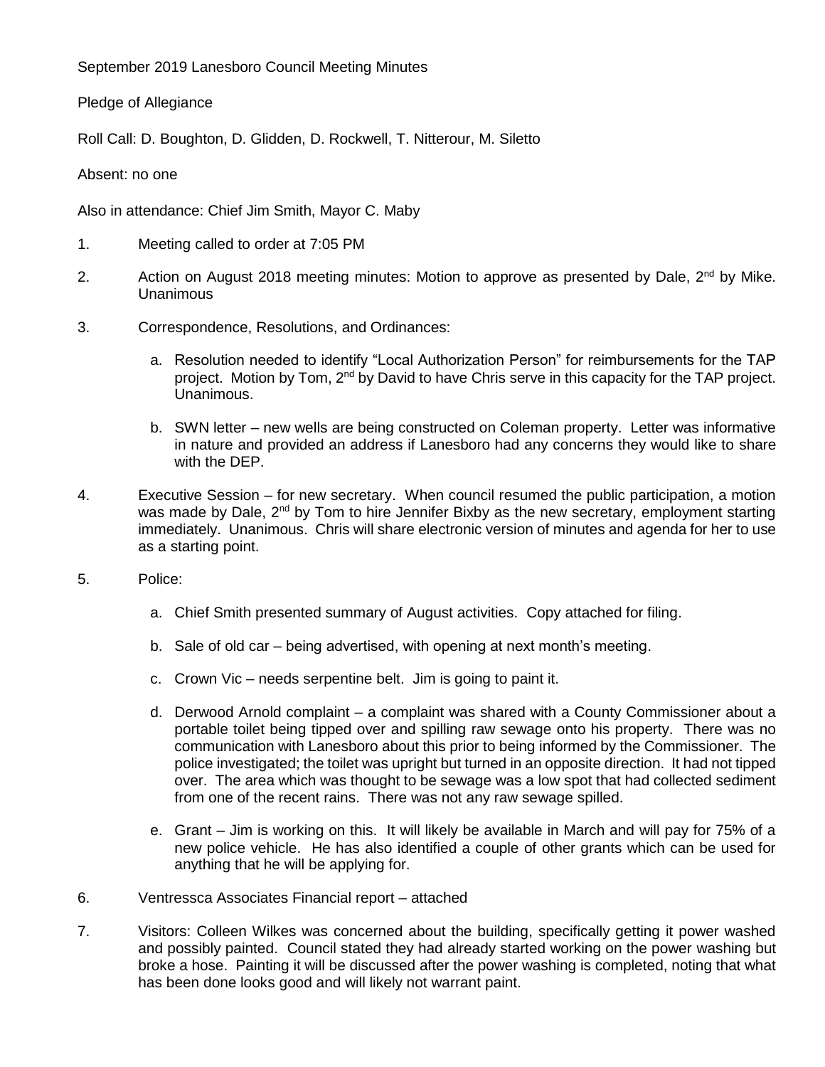September 2019 Lanesboro Council Meeting Minutes

Pledge of Allegiance

Roll Call: D. Boughton, D. Glidden, D. Rockwell, T. Nitterour, M. Siletto

Absent: no one

Also in attendance: Chief Jim Smith, Mayor C. Maby

1. Meeting called to order at 7:05 PM

2. Action on August 2018 meeting minutes: Motion to approve as presented by Dale, 2nd by Mike. Unanimous

3. Correspondence, Resolutions, and Ordinances:

   a. Resolution needed to identify "Local Authorization Person" for reimbursements for the TAP project. Motion by Tom, 2nd by David to have Chris serve in this capacity for the TAP project. Unanimous.

   b. SWN letter – new wells are being constructed on Coleman property. Letter was informative in nature and provided an address if Lanesboro had any concerns they would like to share with the DEP.

4. Executive Session – for new secretary. When council resumed the public participation, a motion was made by Dale, 2nd by Tom to hire Jennifer Bixby as the new secretary, employment starting immediately. Unanimous. Chris will share electronic version of minutes and agenda for her to use as a starting point.

5. Police:

   a. Chief Smith presented summary of August activities. Copy attached for filing.

   b. Sale of old car – being advertised, with opening at next month's meeting.

   c. Crown Vic – needs serpentine belt. Jim is going to paint it.

   d. Derwood Arnold complaint – a complaint was shared with a County Commissioner about a portable toilet being tipped over and spilling raw sewage onto his property. There was no communication with Lanesboro about this prior to being informed by the Commissioner. The police investigated; the toilet was upright but turned in an opposite direction. It had not tipped over. The area which was thought to be sewage was a low spot that had collected sediment from one of the recent rains. There was not any raw sewage spilled.

   e. Grant – Jim is working on this. It will likely be available in March and will pay for 75% of a new police vehicle. He has also identified a couple of other grants which can be used for anything that he will be applying for.

6. Ventressca Associates Financial report – attached

7. Visitors: Colleen Wilkes was concerned about the building, specifically getting it power washed and possibly painted. Council stated they had already started working on the power washing but broke a hose. Painting it will be discussed after the power washing is completed, noting that what has been done looks good and will likely not warrant paint.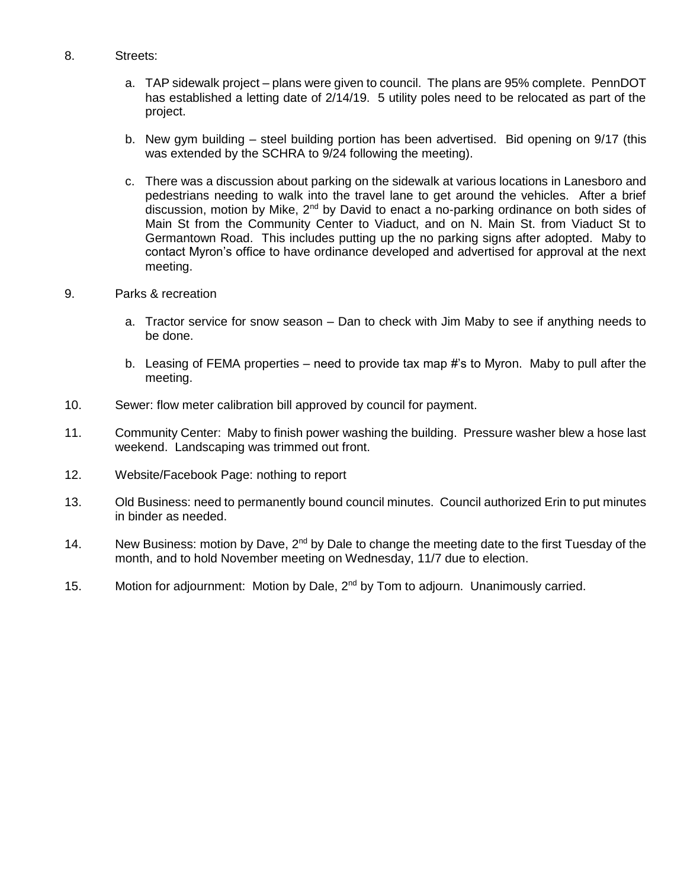8. Streets:

   a. TAP sidewalk project – plans were given to council. The plans are 95% complete. PennDOT has established a letting date of 2/14/19. 5 utility poles need to be relocated as part of the project.

   b. New gym building – steel building portion has been advertised. Bid opening on 9/17 (this was extended by the SCHRA to 9/24 following the meeting).

   c. There was a discussion about parking on the sidewalk at various locations in Lanesboro and pedestrians needing to walk into the travel lane to get around the vehicles. After a brief discussion, motion by Mike, 2nd by David to enact a no-parking ordinance on both sides of Main St from the Community Center to Viaduct, and on N. Main St. from Viaduct St to Germantown Road. This includes putting up the no parking signs after adopted. Maby to contact Myron's office to have ordinance developed and advertised for approval at the next meeting.

9. Parks & recreation

   a. Tractor service for snow season – Dan to check with Jim Maby to see if anything needs to be done.

   b. Leasing of FEMA properties – need to provide tax map #'s to Myron. Maby to pull after the meeting.

10. Sewer: flow meter calibration bill approved by council for payment.

11. Community Center: Maby to finish power washing the building. Pressure washer blew a hose last weekend. Landscaping was trimmed out front.

12. Website/Facebook Page: nothing to report

13. Old Business: need to permanently bound council minutes. Council authorized Erin to put minutes in binder as needed.

14. New Business: motion by Dave, 2nd by Dale to change the meeting date to the first Tuesday of the month, and to hold November meeting on Wednesday, 11/7 due to election.

15. Motion for adjournment: Motion by Dale, 2nd by Tom to adjourn. Unanimously carried.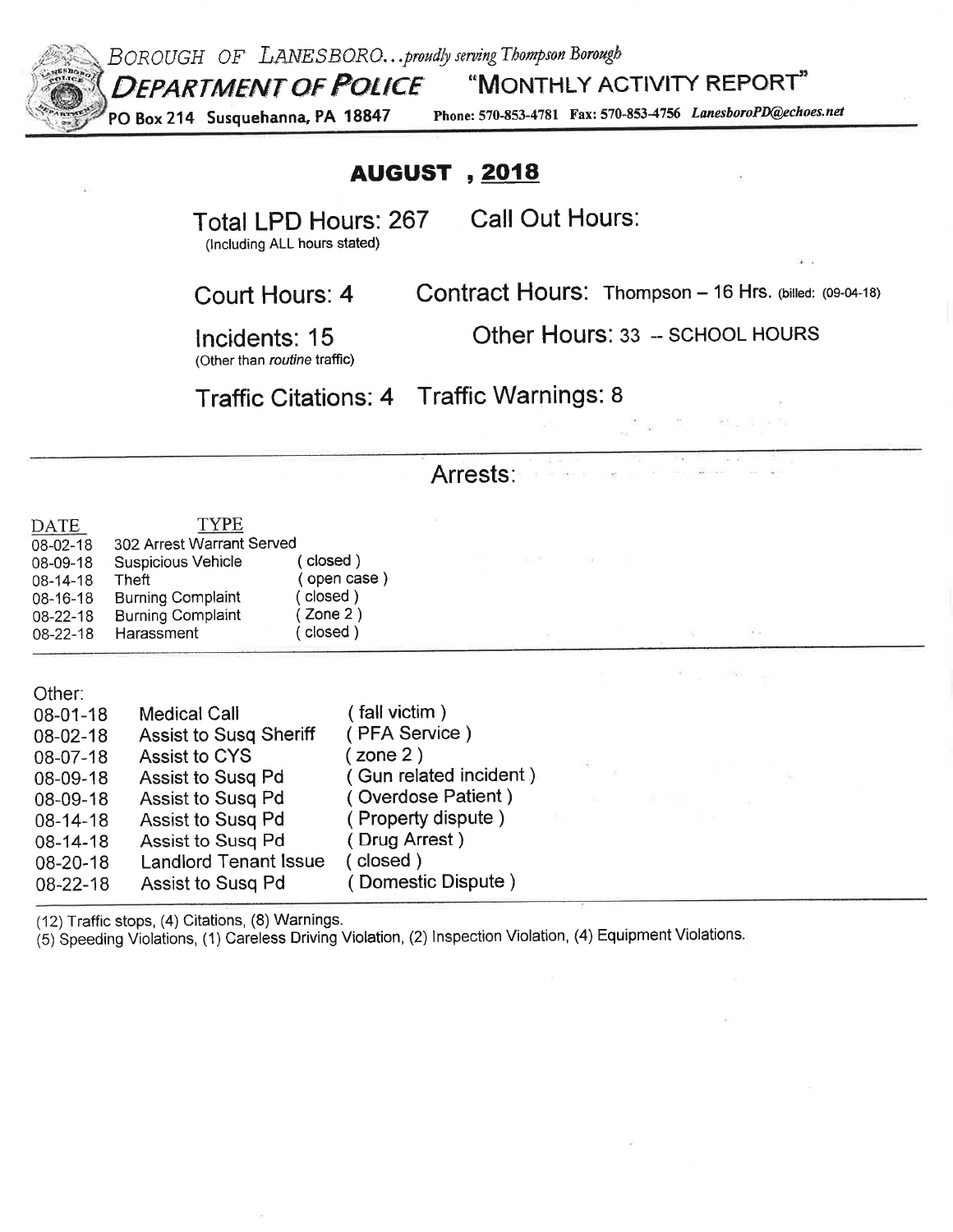*BOROUGH OF LANESBORO...proudly serving Thompson Borough*

***DEPARTMENT OF POLICE*** "MONTHLY ACTIVITY REPORT"

**PO Box 214 Susquehanna, PA 18847** Phone: 570-853-4781 Fax: 570-853-4756 *LanesboroPD@echoes.net*

# AUGUST , 2018

Total LPD Hours: 267 (Including ALL hours stated)

Call Out Hours:

Court Hours: 4

Contract Hours: Thompson – 16 Hrs. (billed: (09-04-18)

Incidents: 15 (Other than *routine* traffic)

Other Hours: 33 -- SCHOOL HOURS

Traffic Citations: 4

Traffic Warnings: 8

## Arrests:

| DATE | TYPE | |
|---|---|---|
| 08-02-18 | 302 Arrest Warrant Served | |
| 08-09-18 | Suspicious Vehicle | ( closed ) |
| 08-14-18 | Theft | ( open case ) |
| 08-16-18 | Burning Complaint | ( closed ) |
| 08-22-18 | Burning Complaint | ( Zone 2 ) |
| 08-22-18 | Harassment | ( closed ) |

Other:

| | | |
|---|---|---|
| 08-01-18 | Medical Call | ( fall victim ) |
| 08-02-18 | Assist to Susq Sheriff | ( PFA Service ) |
| 08-07-18 | Assist to CYS | ( zone 2 ) |
| 08-09-18 | Assist to Susq Pd | ( Gun related incident ) |
| 08-09-18 | Assist to Susq Pd | ( Overdose Patient ) |
| 08-14-18 | Assist to Susq Pd | ( Property dispute ) |
| 08-14-18 | Assist to Susq Pd | ( Drug Arrest ) |
| 08-20-18 | Landlord Tenant Issue | ( closed ) |
| 08-22-18 | Assist to Susq Pd | ( Domestic Dispute ) |

(12) Traffic stops, (4) Citations, (8) Warnings.

(5) Speeding Violations, (1) Careless Driving Violation, (2) Inspection Violation, (4) Equipment Violations.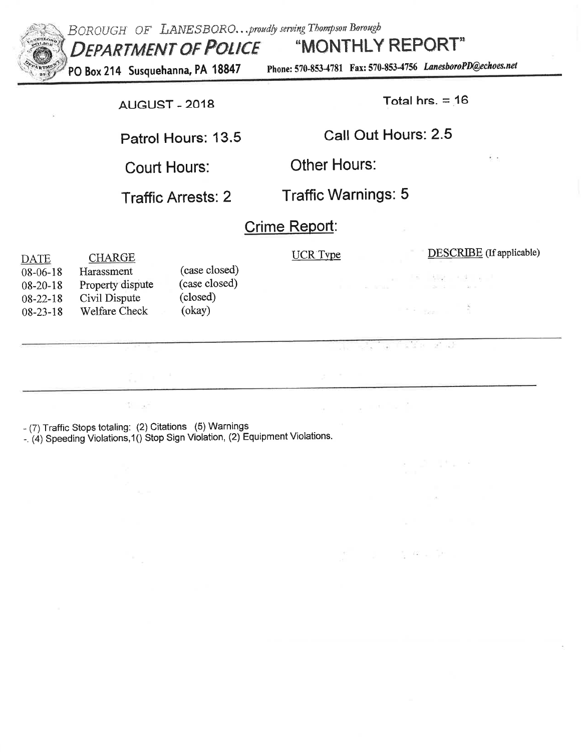BOROUGH OF LANESBORO...*proudly serving Thompson Borough*

# DEPARTMENT OF POLICE "MONTHLY REPORT"

PO Box 214 Susquehanna, PA 18847 Phone: 570-853-4781 Fax: 570-853-4756 *LanesboroPD@echoes.net*

AUGUST - 2018

Total hrs. = 16

Patrol Hours: 13.5

Call Out Hours: 2.5

Court Hours:

Other Hours:

Traffic Arrests: 2

Traffic Warnings: 5

## Crime Report:

| DATE | CHARGE | | UCR Type | DESCRIBE (If applicable) |
|---|---|---|---|---|
| 08-06-18 | Harassment | (case closed) | | |
| 08-20-18 | Property dispute | (case closed) | | |
| 08-22-18 | Civil Dispute | (closed) | | |
| 08-23-18 | Welfare Check | (okay) | | |

- (7) Traffic Stops totaling: (2) Citations (5) Warnings

-. (4) Speeding Violations,1() Stop Sign Violation, (2) Equipment Violations.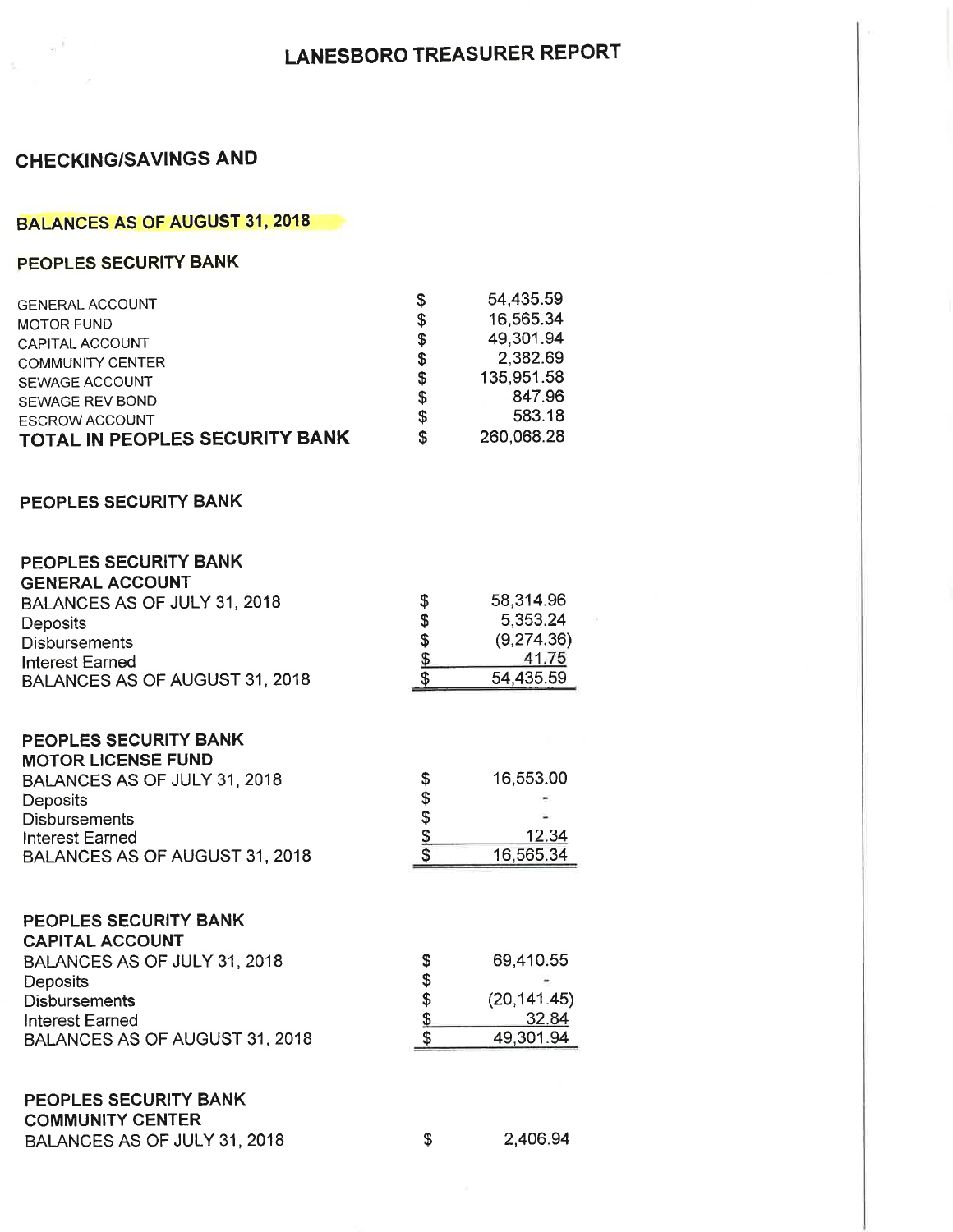# LANESBORO TREASURER REPORT

## CHECKING/SAVINGS AND

### BALANCES AS OF AUGUST 31, 2018

### PEOPLES SECURITY BANK

| | | |
|---|---|---|
| GENERAL ACCOUNT | $ | 54,435.59 |
| MOTOR FUND | $ | 16,565.34 |
| CAPITAL ACCOUNT | $ | 49,301.94 |
| COMMUNITY CENTER | $ | 2,382.69 |
| SEWAGE ACCOUNT | $ | 135,951.58 |
| SEWAGE REV BOND | $ | 847.96 |
| ESCROW ACCOUNT | $ | 583.18 |
| **TOTAL IN PEOPLES SECURITY BANK** | $ | 260,068.28 |

### PEOPLES SECURITY BANK

### PEOPLES SECURITY BANK
### GENERAL ACCOUNT

| | | |
|---|---|---|
| BALANCES AS OF JULY 31, 2018 | $ | 58,314.96 |
| Deposits | $ | 5,353.24 |
| Disbursements | $ | (9,274.36) |
| Interest Earned | $ | 41.75 |
| BALANCES AS OF AUGUST 31, 2018 | $ | 54,435.59 |

### PEOPLES SECURITY BANK
### MOTOR LICENSE FUND

| | | |
|---|---|---|
| BALANCES AS OF JULY 31, 2018 | $ | 16,553.00 |
| Deposits | $ | - |
| Disbursements | $ | - |
| Interest Earned | $ | 12.34 |
| BALANCES AS OF AUGUST 31, 2018 | $ | 16,565.34 |

### PEOPLES SECURITY BANK
### CAPITAL ACCOUNT

| | | |
|---|---|---|
| BALANCES AS OF JULY 31, 2018 | $ | 69,410.55 |
| Deposits | $ | - |
| Disbursements | $ | (20,141.45) |
| Interest Earned | $ | 32.84 |
| BALANCES AS OF AUGUST 31, 2018 | $ | 49,301.94 |

### PEOPLES SECURITY BANK
### COMMUNITY CENTER

| | | |
|---|---|---|
| BALANCES AS OF JULY 31, 2018 | $ | 2,406.94 |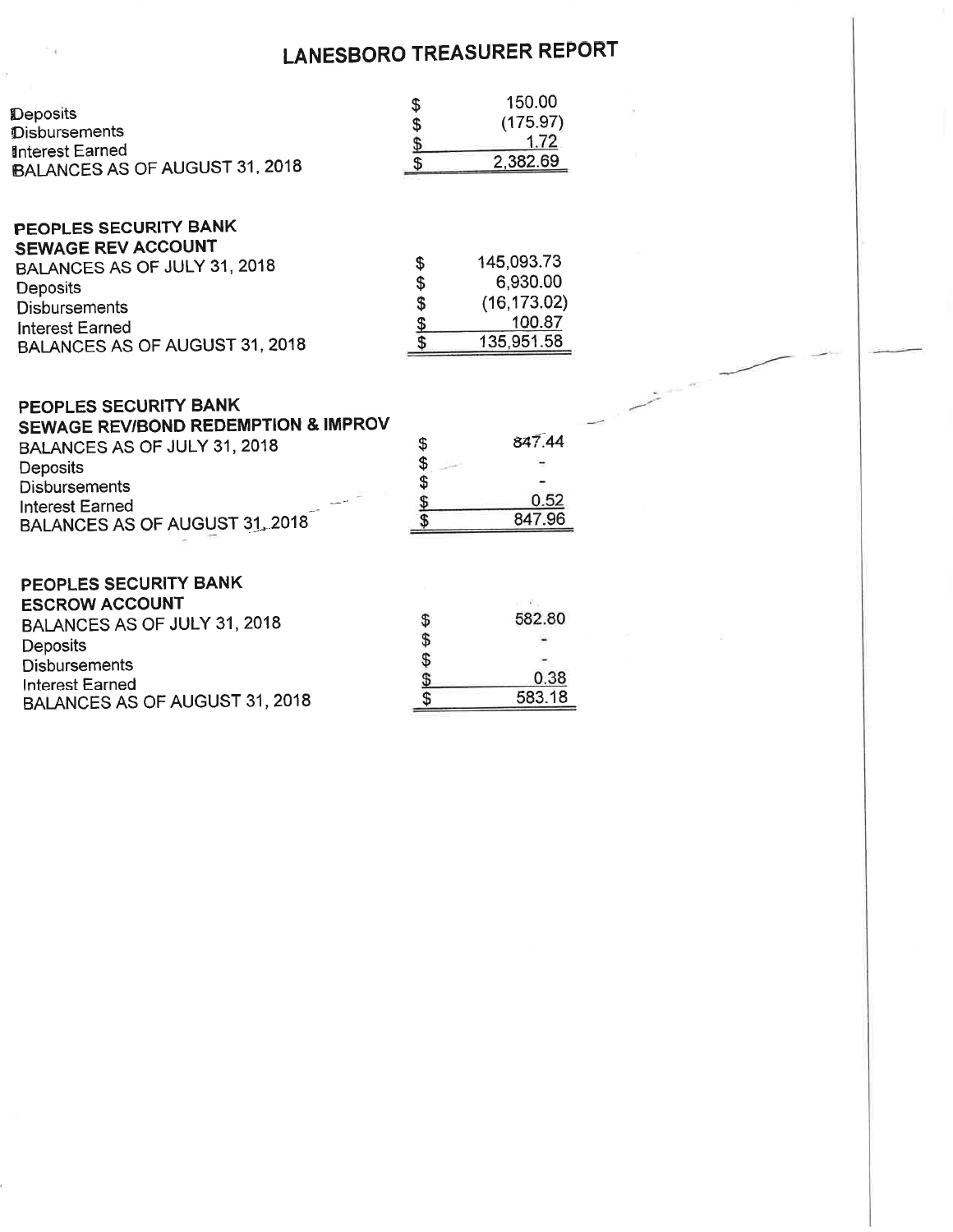# LANESBORO TREASURER REPORT

| | | |
|---|---|---|
| Deposits | $ | 150.00 |
| Disbursements | $ | (175.97) |
| Interest Earned | $ | 1.72 |
| BALANCES AS OF AUGUST 31, 2018 | $ | 2,382.69 |

**PEOPLES SECURITY BANK**
**SEWAGE REV ACCOUNT**

| | | |
|---|---|---|
| BALANCES AS OF JULY 31, 2018 | $ | 145,093.73 |
| Deposits | $ | 6,930.00 |
| Disbursements | $ | (16,173.02) |
| Interest Earned | $ | 100.87 |
| BALANCES AS OF AUGUST 31, 2018 | $ | 135,951.58 |

**PEOPLES SECURITY BANK**
**SEWAGE REV/BOND REDEMPTION & IMPROV**

| | | |
|---|---|---|
| BALANCES AS OF JULY 31, 2018 | $ | 847.44 |
| Deposits | $ | - |
| Disbursements | $ | - |
| Interest Earned | $ | 0.52 |
| BALANCES AS OF AUGUST 31, 2018 | $ | 847.96 |

**PEOPLES SECURITY BANK**
**ESCROW ACCOUNT**

| | | |
|---|---|---|
| BALANCES AS OF JULY 31, 2018 | $ | 582.80 |
| Deposits | $ | - |
| Disbursements | $ | - |
| Interest Earned | $ | 0.38 |
| BALANCES AS OF AUGUST 31, 2018 | $ | 583.18 |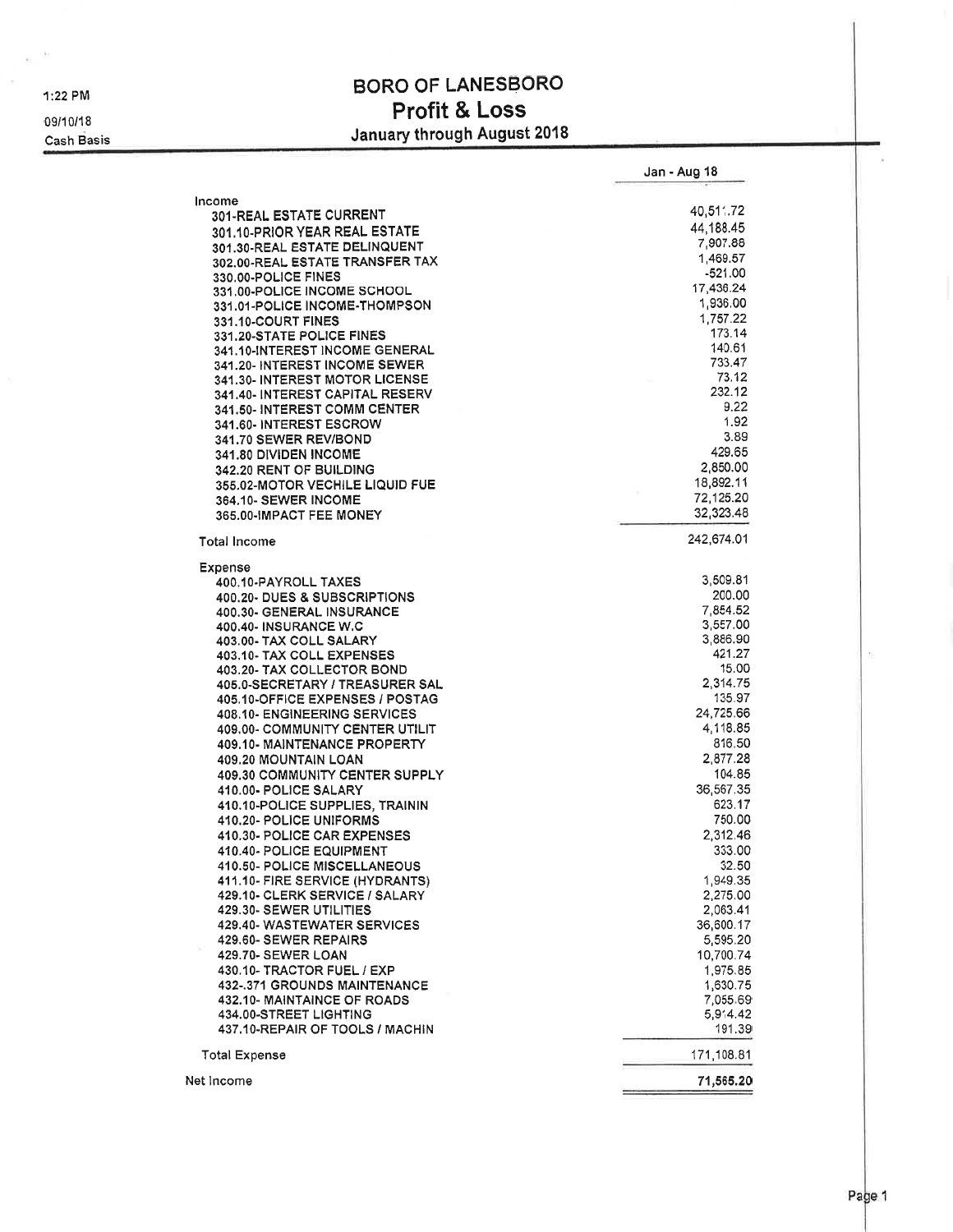1:22 PM
09/10/18
Cash Basis

# BORO OF LANESBORO
## Profit & Loss
### January through August 2018

| | Jan - Aug 18 |
|---|---|
| **Income** | |
| 301-REAL ESTATE CURRENT | 40,511.72 |
| 301.10-PRIOR YEAR REAL ESTATE | 44,188.45 |
| 301.30-REAL ESTATE DELINQUENT | 7,907.88 |
| 302.00-REAL ESTATE TRANSFER TAX | 1,469.57 |
| 330.00-POLICE FINES | -521.00 |
| 331.00-POLICE INCOME SCHOOL | 17,436.24 |
| 331.01-POLICE INCOME-THOMPSON | 1,936.00 |
| 331.10-COURT FINES | 1,757.22 |
| 331.20-STATE POLICE FINES | 173.14 |
| 341.10-INTEREST INCOME GENERAL | 140.61 |
| 341.20- INTEREST INCOME SEWER | 733.47 |
| 341.30- INTEREST MOTOR LICENSE | 73.12 |
| 341.40- INTEREST CAPITAL RESERV | 232.12 |
| 341.50- INTEREST COMM CENTER | 9.22 |
| 341.60- INTEREST ESCROW | 1.92 |
| 341.70 SEWER REV/BOND | 3.89 |
| 341.80 DIVIDEN INCOME | 429.65 |
| 342.20 RENT OF BUILDING | 2,850.00 |
| 355.02-MOTOR VECHILE LIQUID FUE | 18,892.11 |
| 364.10- SEWER INCOME | 72,125.20 |
| 365.00-IMPACT FEE MONEY | 32,323.48 |
| **Total Income** | 242,674.01 |
| **Expense** | |
| 400.10-PAYROLL TAXES | 3,509.81 |
| 400.20- DUES & SUBSCRIPTIONS | 200.00 |
| 400.30- GENERAL INSURANCE | 7,854.52 |
| 400.40- INSURANCE W.C | 3,557.00 |
| 403.00- TAX COLL SALARY | 3,886.90 |
| 403.10- TAX COLL EXPENSES | 421.27 |
| 403.20- TAX COLLECTOR BOND | 15.00 |
| 405.0-SECRETARY / TREASURER SAL | 2,314.75 |
| 405.10-OFFICE EXPENSES / POSTAG | 135.97 |
| 408.10- ENGINEERING SERVICES | 24,725.66 |
| 409.00- COMMUNITY CENTER UTILIT | 4,118.85 |
| 409.10- MAINTENANCE PROPERTY | 816.50 |
| 409.20 MOUNTAIN LOAN | 2,877.28 |
| 409.30 COMMUNITY CENTER SUPPLY | 104.85 |
| 410.00- POLICE SALARY | 36,567.35 |
| 410.10-POLICE SUPPLIES, TRAININ | 623.17 |
| 410.20- POLICE UNIFORMS | 750.00 |
| 410.30- POLICE CAR EXPENSES | 2,312.46 |
| 410.40- POLICE EQUIPMENT | 333.00 |
| 410.50- POLICE MISCELLANEOUS | 32.50 |
| 411.10- FIRE SERVICE (HYDRANTS) | 1,949.35 |
| 429.10- CLERK SERVICE / SALARY | 2,275.00 |
| 429.30- SEWER UTILITIES | 2,063.41 |
| 429.40- WASTEWATER SERVICES | 36,600.17 |
| 429.60- SEWER REPAIRS | 5,595.20 |
| 429.70- SEWER LOAN | 10,700.74 |
| 430.10- TRACTOR FUEL / EXP | 1,975.85 |
| 432-.371 GROUNDS MAINTENANCE | 1,630.75 |
| 432.10- MAINTAINCE OF ROADS | 7,055.69 |
| 434.00-STREET LIGHTING | 5,914.42 |
| 437.10-REPAIR OF TOOLS / MACHIN | 191.39 |
| **Total Expense** | 171,108.81 |
| **Net Income** | **71,565.20** |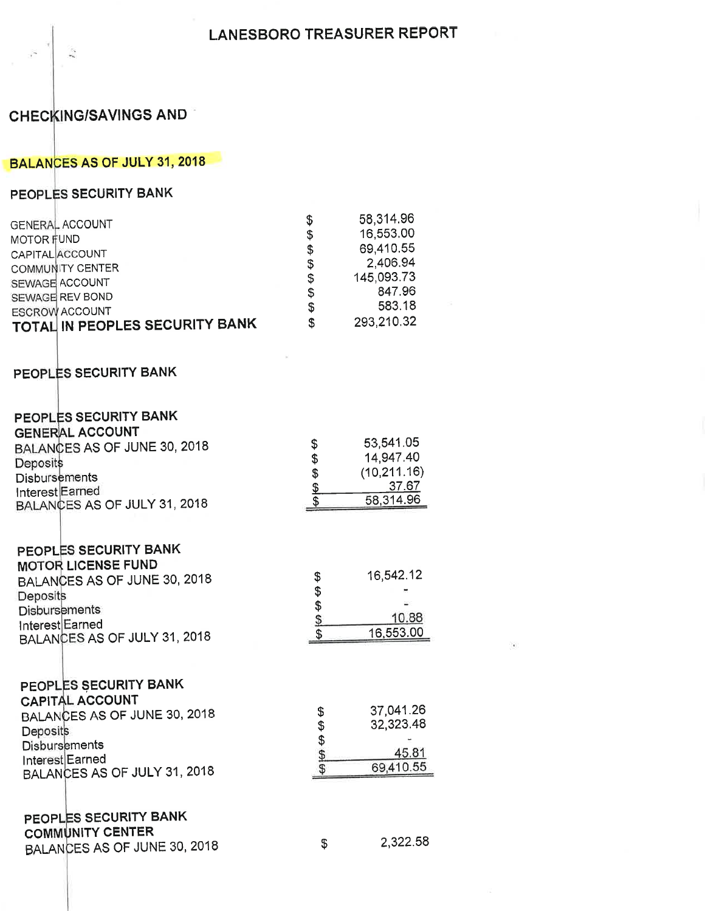# LANESBORO TREASURER REPORT

## CHECKING/SAVINGS AND

**BALANCES AS OF JULY 31, 2018**

**PEOPLES SECURITY BANK**

| | | |
|---|---|---|
| GENERAL ACCOUNT | $ | 58,314.96 |
| MOTOR FUND | $ | 16,553.00 |
| CAPITAL ACCOUNT | $ | 69,410.55 |
| COMMUNITY CENTER | $ | 2,406.94 |
| SEWAGE ACCOUNT | $ | 145,093.73 |
| SEWAGE REV BOND | $ | 847.96 |
| ESCROW ACCOUNT | $ | 583.18 |
| **TOTAL IN PEOPLES SECURITY BANK** | $ | 293,210.32 |

**PEOPLES SECURITY BANK**

**PEOPLES SECURITY BANK**
**GENERAL ACCOUNT**

| | | |
|---|---|---|
| BALANCES AS OF JUNE 30, 2018 | $ | 53,541.05 |
| Deposits | $ | 14,947.40 |
| Disbursements | $ | (10,211.16) |
| Interest Earned | $ | 37.67 |
| BALANCES AS OF JULY 31, 2018 | $ | 58,314.96 |

**PEOPLES SECURITY BANK**
**MOTOR LICENSE FUND**

| | | |
|---|---|---|
| BALANCES AS OF JUNE 30, 2018 | $ | 16,542.12 |
| Deposits | $ | - |
| Disbursements | $ | - |
| Interest Earned | $ | 10.88 |
| BALANCES AS OF JULY 31, 2018 | $ | 16,553.00 |

**PEOPLES SECURITY BANK**
**CAPITAL ACCOUNT**

| | | |
|---|---|---|
| BALANCES AS OF JUNE 30, 2018 | $ | 37,041.26 |
| Deposits | $ | 32,323.48 |
| Disbursements | $ | - |
| Interest Earned | $ | 45.81 |
| BALANCES AS OF JULY 31, 2018 | $ | 69,410.55 |

**PEOPLES SECURITY BANK**
**COMMUNITY CENTER**

| | | |
|---|---|---|
| BALANCES AS OF JUNE 30, 2018 | $ | 2,322.58 |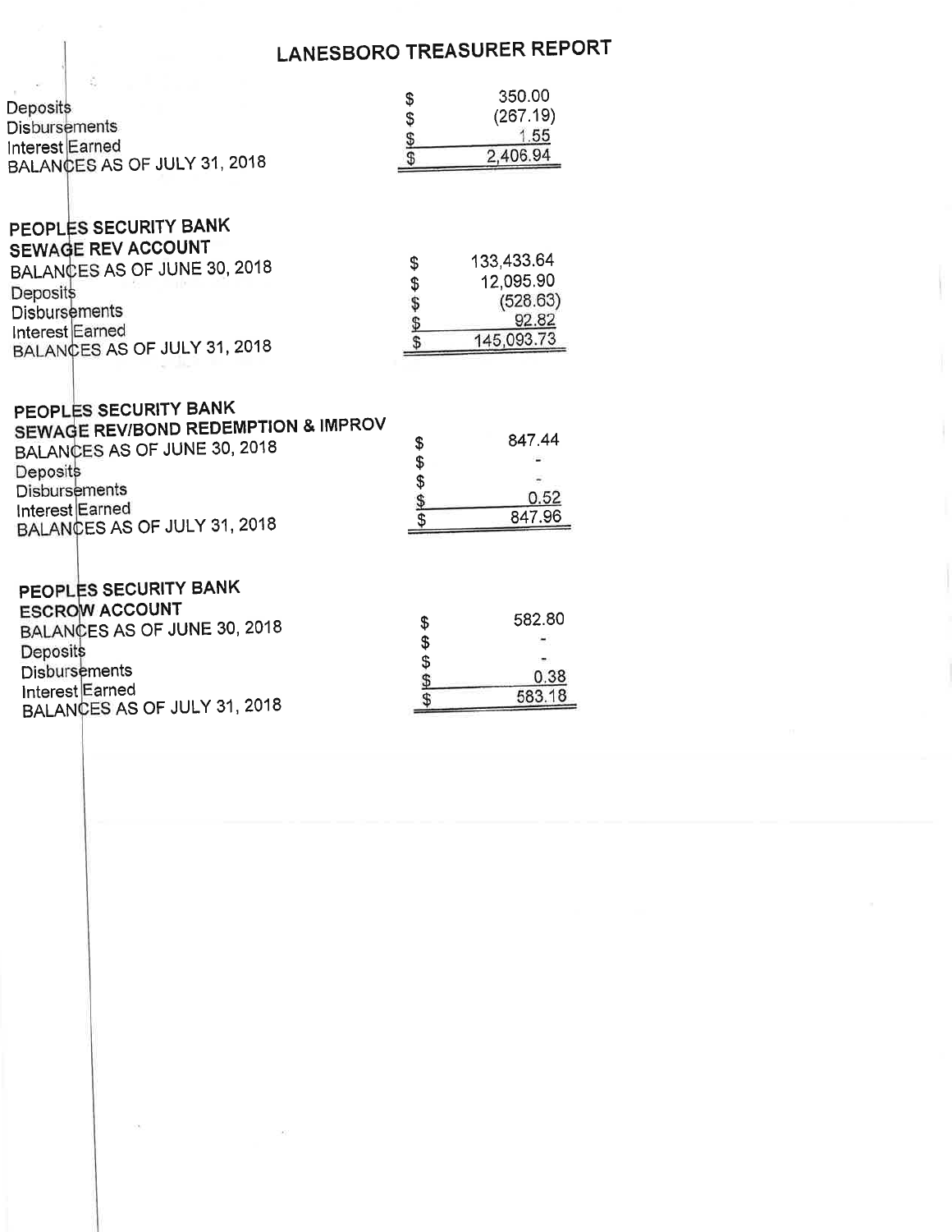# LANESBORO TREASURER REPORT

| | | |
|---|---|---|
| Deposits | $ | 350.00 |
| Disbursements | $ | (267.19) |
| Interest Earned | $ | 1.55 |
| BALANCES AS OF JULY 31, 2018 | $ | 2,406.94 |

**PEOPLES SECURITY BANK**
**SEWAGE REV ACCOUNT**

| | | |
|---|---|---|
| BALANCES AS OF JUNE 30, 2018 | $ | 133,433.64 |
| Deposits | $ | 12,095.90 |
| Disbursements | $ | (528.63) |
| Interest Earned | $ | 92.82 |
| BALANCES AS OF JULY 31, 2018 | $ | 145,093.73 |

**PEOPLES SECURITY BANK**
**SEWAGE REV/BOND REDEMPTION & IMPROV**

| | | |
|---|---|---|
| BALANCES AS OF JUNE 30, 2018 | $ | 847.44 |
| Deposits | $ | - |
| Disbursements | $ | - |
| Interest Earned | $ | 0.52 |
| BALANCES AS OF JULY 31, 2018 | $ | 847.96 |

**PEOPLES SECURITY BANK**
**ESCROW ACCOUNT**

| | | |
|---|---|---|
| BALANCES AS OF JUNE 30, 2018 | $ | 582.80 |
| Deposits | $ | - |
| Disbursements | $ | - |
| Interest Earned | $ | 0.38 |
| BALANCES AS OF JULY 31, 2018 | $ | 583.18 |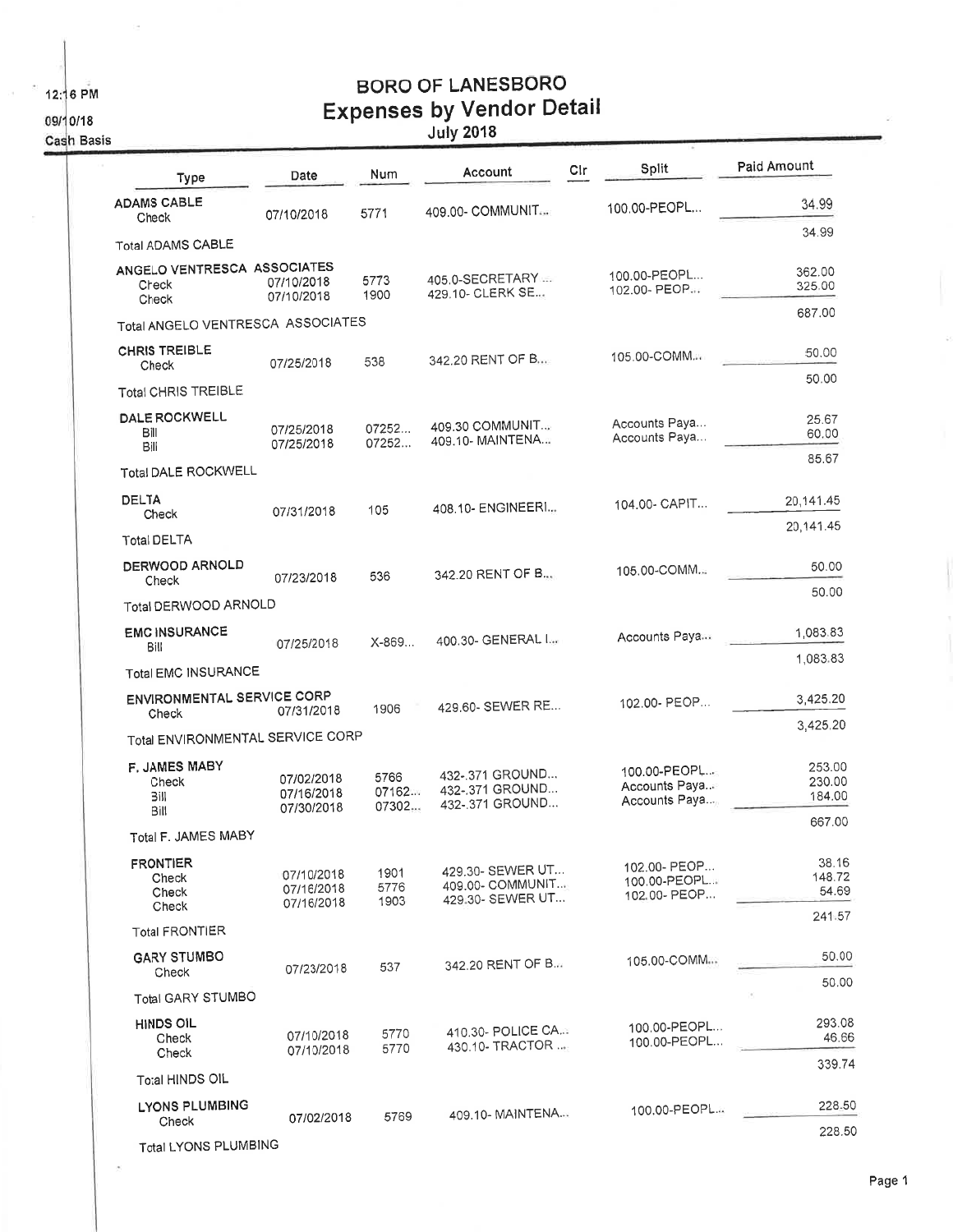12:16 PM
09/10/18
Cash Basis

# BORO OF LANESBORO
## Expenses by Vendor Detail
### July 2018

| Type | Date | Num | Account | Clr | Split | Paid Amount |
|---|---|---|---|---|---|---|
| **ADAMS CABLE** | | | | | | |
| Check | 07/10/2018 | 5771 | 409.00- COMMUNIT... | | 100.00-PEOPL... | 34.99 |
| Total ADAMS CABLE | | | | | | 34.99 |
| **ANGELO VENTRESCA ASSOCIATES** | | | | | | |
| Check | 07/10/2018 | 5773 | 405.0-SECRETARY ... | | 100.00-PEOPL... | 362.00 |
| Check | 07/10/2018 | 1900 | 429.10- CLERK SE... | | 102.00- PEOP... | 325.00 |
| Total ANGELO VENTRESCA ASSOCIATES | | | | | | 687.00 |
| **CHRIS TREIBLE** | | | | | | |
| Check | 07/25/2018 | 538 | 342.20 RENT OF B... | | 105.00-COMM... | 50.00 |
| Total CHRIS TREIBLE | | | | | | 50.00 |
| **DALE ROCKWELL** | | | | | | |
| Bill | 07/25/2018 | 07252... | 409.30 COMMUNIT... | | Accounts Paya... | 25.67 |
| Bill | 07/25/2018 | 07252... | 409.10- MAINTENA... | | Accounts Paya... | 60.00 |
| Total DALE ROCKWELL | | | | | | 85.67 |
| **DELTA** | | | | | | |
| Check | 07/31/2018 | 105 | 408.10- ENGINEERI... | | 104.00- CAPIT... | 20,141.45 |
| Total DELTA | | | | | | 20,141.45 |
| **DERWOOD ARNOLD** | | | | | | |
| Check | 07/23/2018 | 536 | 342.20 RENT OF B... | | 105.00-COMM... | 50.00 |
| Total DERWOOD ARNOLD | | | | | | 50.00 |
| **EMC INSURANCE** | | | | | | |
| Bill | 07/25/2018 | X-869... | 400.30- GENERAL I... | | Accounts Paya... | 1,083.83 |
| Total EMC INSURANCE | | | | | | 1,083.83 |
| **ENVIRONMENTAL SERVICE CORP** | | | | | | |
| Check | 07/31/2018 | 1906 | 429.60- SEWER RE... | | 102.00- PEOP... | 3,425.20 |
| Total ENVIRONMENTAL SERVICE CORP | | | | | | 3,425.20 |
| **F. JAMES MABY** | | | | | | |
| Check | 07/02/2018 | 5766 | 432-.371 GROUND... | | 100.00-PEOPL... | 253.00 |
| Bill | 07/16/2018 | 07162... | 432-.371 GROUND... | | Accounts Paya... | 230.00 |
| Bill | 07/30/2018 | 07302... | 432-.371 GROUND... | | Accounts Paya... | 184.00 |
| Total F. JAMES MABY | | | | | | 667.00 |
| **FRONTIER** | | | | | | |
| Check | 07/10/2018 | 1901 | 429.30- SEWER UT... | | 102.00- PEOP... | 38.16 |
| Check | 07/16/2018 | 5776 | 409.00- COMMUNIT... | | 100.00-PEOPL... | 148.72 |
| Check | 07/16/2018 | 1903 | 429.30- SEWER UT... | | 102.00- PEOP... | 54.69 |
| Total FRONTIER | | | | | | 241.57 |
| **GARY STUMBO** | | | | | | |
| Check | 07/23/2018 | 537 | 342.20 RENT OF B... | | 105.00-COMM... | 50.00 |
| Total GARY STUMBO | | | | | | 50.00 |
| **HINDS OIL** | | | | | | |
| Check | 07/10/2018 | 5770 | 410.30- POLICE CA... | | 100.00-PEOPL... | 293.08 |
| Check | 07/10/2018 | 5770 | 430.10- TRACTOR ... | | 100.00-PEOPL... | 46.66 |
| Total HINDS OIL | | | | | | 339.74 |
| **LYONS PLUMBING** | | | | | | |
| Check | 07/02/2018 | 5769 | 409.10- MAINTENA... | | 100.00-PEOPL... | 228.50 |
| Total LYONS PLUMBING | | | | | | 228.50 |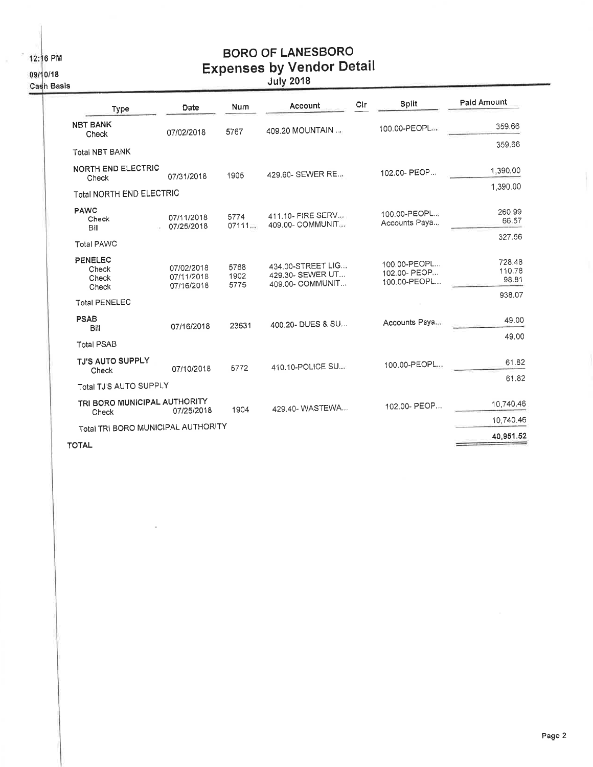12:16 PM
09/10/18
Cash Basis

# BORO OF LANESBORO
## Expenses by Vendor Detail
### July 2018

| Type | Date | Num | Account | Clr | Split | Paid Amount |
|---|---|---|---|---|---|---|
| **NBT BANK** | | | | | | |
| Check | 07/02/2018 | 5767 | 409.20 MOUNTAIN ... | | 100.00-PEOPL... | 359.66 |
| Total NBT BANK | | | | | | 359.66 |
| **NORTH END ELECTRIC** | | | | | | |
| Check | 07/31/2018 | 1905 | 429.60- SEWER RE... | | 102.00- PEOP... | 1,390.00 |
| Total NORTH END ELECTRIC | | | | | | 1,390.00 |
| **PAWC** | | | | | | |
| Check | 07/11/2018 | 5774 | 411.10- FIRE SERV... | | 100.00-PEOPL... | 260.99 |
| Bill | 07/25/2018 | 07111... | 409.00- COMMUNIT... | | Accounts Paya... | 66.57 |
| Total PAWC | | | | | | 327.56 |
| **PENELEC** | | | | | | |
| Check | 07/02/2018 | 5768 | 434.00-STREET LIG... | | 100.00-PEOPL... | 728.48 |
| Check | 07/11/2018 | 1902 | 429.30- SEWER UT... | | 102.00- PEOP... | 110.78 |
| Check | 07/16/2018 | 5775 | 409.00- COMMUNIT... | | 100.00-PEOPL... | 98.81 |
| Total PENELEC | | | | | | 938.07 |
| **PSAB** | | | | | | |
| Bill | 07/16/2018 | 23631 | 400.20- DUES & SU... | | Accounts Paya... | 49.00 |
| Total PSAB | | | | | | 49.00 |
| **TJ'S AUTO SUPPLY** | | | | | | |
| Check | 07/10/2018 | 5772 | 410.10-POLICE SU... | | 100.00-PEOPL... | 61.82 |
| Total TJ'S AUTO SUPPLY | | | | | | 61.82 |
| **TRI BORO MUNICIPAL AUTHORITY** | | | | | | |
| Check | 07/25/2018 | 1904 | 429.40- WASTEWA... | | 102.00- PEOP... | 10,740.46 |
| Total TRI BORO MUNICIPAL AUTHORITY | | | | | | 10,740.46 |
| **TOTAL** | | | | | | **40,951.52** |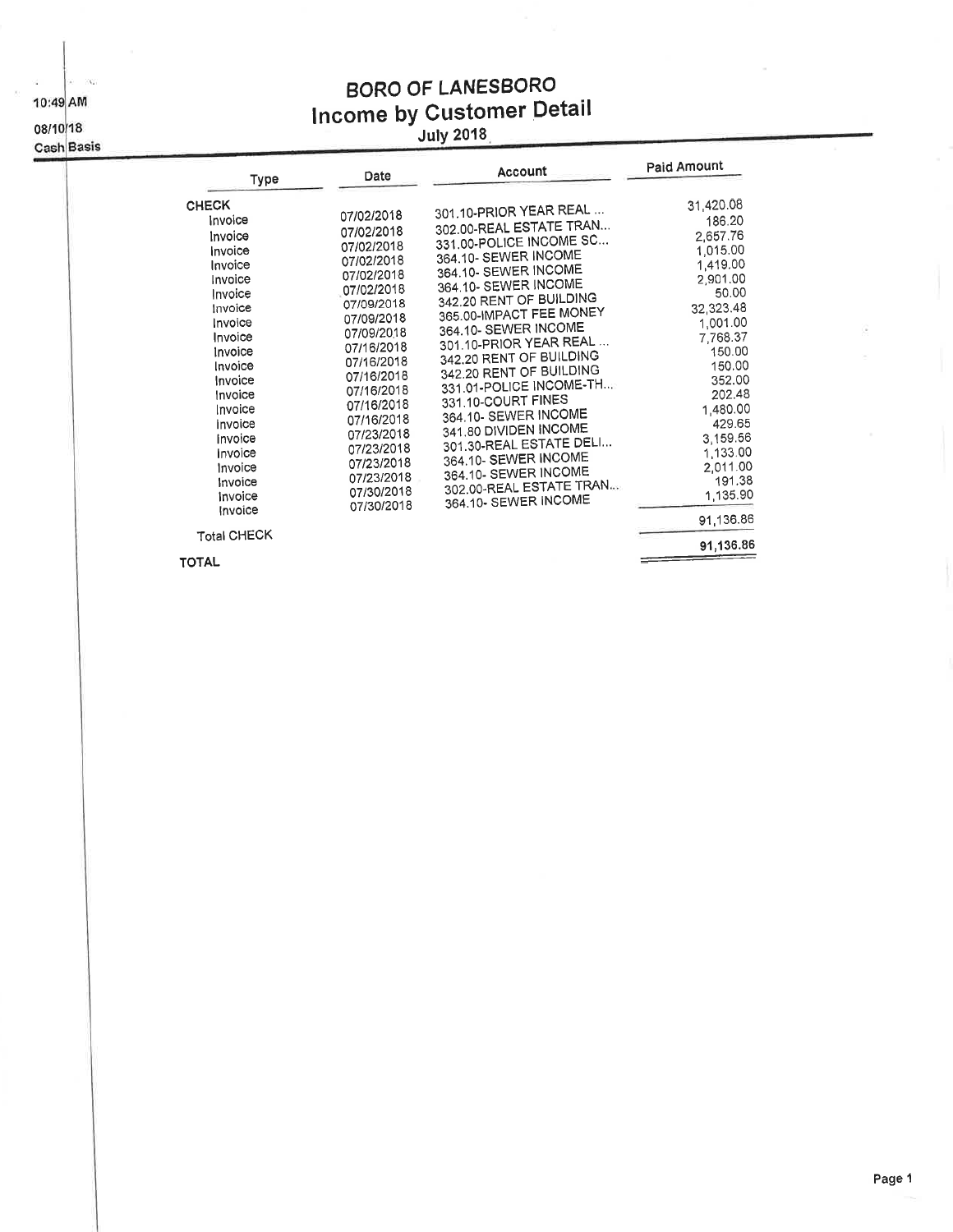10:49 AM
08/10/18
Cash Basis

# BORO OF LANESBORO
## Income by Customer Detail
### July 2018

| Type | Date | Account | Paid Amount |
|---|---|---|---|
| **CHECK** | | | |
| Invoice | 07/02/2018 | 301.10-PRIOR YEAR REAL ... | 31,420.08 |
| Invoice | 07/02/2018 | 302.00-REAL ESTATE TRAN... | 186.20 |
| Invoice | 07/02/2018 | 331.00-POLICE INCOME SC... | 2,657.76 |
| Invoice | 07/02/2018 | 364.10- SEWER INCOME | 1,015.00 |
| Invoice | 07/02/2018 | 364.10- SEWER INCOME | 1,419.00 |
| Invoice | 07/02/2018 | 364.10- SEWER INCOME | 2,901.00 |
| Invoice | 07/09/2018 | 342.20 RENT OF BUILDING | 50.00 |
| Invoice | 07/09/2018 | 365.00-IMPACT FEE MONEY | 32,323.48 |
| Invoice | 07/09/2018 | 364.10- SEWER INCOME | 1,001.00 |
| Invoice | 07/16/2018 | 301.10-PRIOR YEAR REAL ... | 7,768.37 |
| Invoice | 07/16/2018 | 342.20 RENT OF BUILDING | 150.00 |
| Invoice | 07/16/2018 | 342.20 RENT OF BUILDING | 150.00 |
| Invoice | 07/16/2018 | 331.01-POLICE INCOME-TH... | 352.00 |
| Invoice | 07/16/2018 | 331.10-COURT FINES | 202.48 |
| Invoice | 07/16/2018 | 364.10- SEWER INCOME | 1,480.00 |
| Invoice | 07/23/2018 | 341.80 DIVIDEN INCOME | 429.65 |
| Invoice | 07/23/2018 | 301.30-REAL ESTATE DELI... | 3,159.56 |
| Invoice | 07/23/2018 | 364.10- SEWER INCOME | 1,133.00 |
| Invoice | 07/23/2018 | 364.10- SEWER INCOME | 2,011.00 |
| Invoice | 07/30/2018 | 302.00-REAL ESTATE TRAN... | 191.38 |
| Invoice | 07/30/2018 | 364.10- SEWER INCOME | 1,135.90 |
| Total CHECK | | | 91,136.86 |
| **TOTAL** | | | **91,136.86** |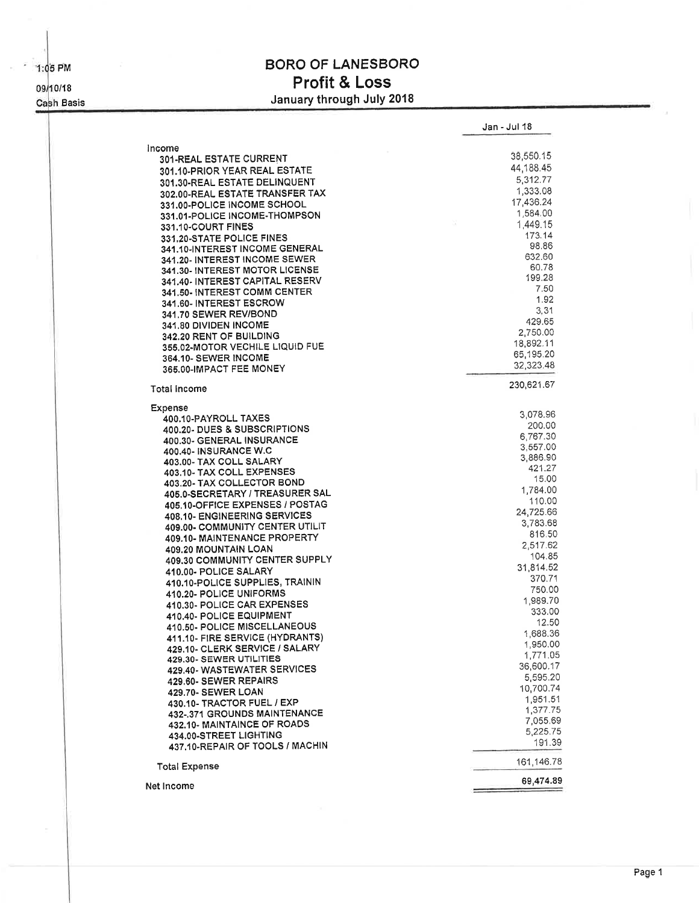1:05 PM
09/10/18
Cash Basis

# BORO OF LANESBORO
## Profit & Loss
### January through July 2018

| | Jan - Jul 18 |
|---|---|
| Income | |
| 301-REAL ESTATE CURRENT | 38,550.15 |
| 301.10-PRIOR YEAR REAL ESTATE | 44,188.45 |
| 301.30-REAL ESTATE DELINQUENT | 5,312.77 |
| 302.00-REAL ESTATE TRANSFER TAX | 1,333.08 |
| 331.00-POLICE INCOME SCHOOL | 17,436.24 |
| 331.01-POLICE INCOME-THOMPSON | 1,584.00 |
| 331.10-COURT FINES | 1,449.15 |
| 331.20-STATE POLICE FINES | 173.14 |
| 341.10-INTEREST INCOME GENERAL | 98.86 |
| 341.20- INTEREST INCOME SEWER | 632.60 |
| 341.30- INTEREST MOTOR LICENSE | 60.78 |
| 341.40- INTEREST CAPITAL RESERV | 199.28 |
| 341.50- INTEREST COMM CENTER | 7.50 |
| 341.60- INTEREST ESCROW | 1.92 |
| 341.70 SEWER REV/BOND | 3.31 |
| 341.80 DIVIDEN INCOME | 429.65 |
| 342.20 RENT OF BUILDING | 2,750.00 |
| 355.02-MOTOR VECHILE LIQUID FUE | 18,892.11 |
| 364.10- SEWER INCOME | 65,195.20 |
| 365.00-IMPACT FEE MONEY | 32,323.48 |
| Total Income | 230,621.67 |
| Expense | |
| 400.10-PAYROLL TAXES | 3,078.96 |
| 400.20- DUES & SUBSCRIPTIONS | 200.00 |
| 400.30- GENERAL INSURANCE | 6,767.30 |
| 400.40- INSURANCE W.C | 3,557.00 |
| 403.00- TAX COLL SALARY | 3,886.90 |
| 403.10- TAX COLL EXPENSES | 421.27 |
| 403.20- TAX COLLECTOR BOND | 15.00 |
| 405.0-SECRETARY / TREASURER SAL | 1,784.00 |
| 405.10-OFFICE EXPENSES / POSTAG | 110.00 |
| 408.10- ENGINEERING SERVICES | 24,725.66 |
| 409.00- COMMUNITY CENTER UTILIT | 3,783.68 |
| 409.10- MAINTENANCE PROPERTY | 816.50 |
| 409.20 MOUNTAIN LOAN | 2,517.62 |
| 409.30 COMMUNITY CENTER SUPPLY | 104.85 |
| 410.00- POLICE SALARY | 31,814.52 |
| 410.10-POLICE SUPPLIES, TRAININ | 370.71 |
| 410.20- POLICE UNIFORMS | 750.00 |
| 410.30- POLICE CAR EXPENSES | 1,989.70 |
| 410.40- POLICE EQUIPMENT | 333.00 |
| 410.50- POLICE MISCELLANEOUS | 12.50 |
| 411.10- FIRE SERVICE (HYDRANTS) | 1,688.36 |
| 429.10- CLERK SERVICE / SALARY | 1,950.00 |
| 429.30- SEWER UTILITIES | 1,771.05 |
| 429.40- WASTEWATER SERVICES | 36,600.17 |
| 429.60- SEWER REPAIRS | 5,595.20 |
| 429.70- SEWER LOAN | 10,700.74 |
| 430.10- TRACTOR FUEL / EXP | 1,951.51 |
| 432-.371 GROUNDS MAINTENANCE | 1,377.75 |
| 432.10- MAINTAINCE OF ROADS | 7,055.69 |
| 434.00-STREET LIGHTING | 5,225.75 |
| 437.10-REPAIR OF TOOLS / MACHIN | 191.39 |
| Total Expense | 161,146.78 |
| Net Income | 69,474.89 |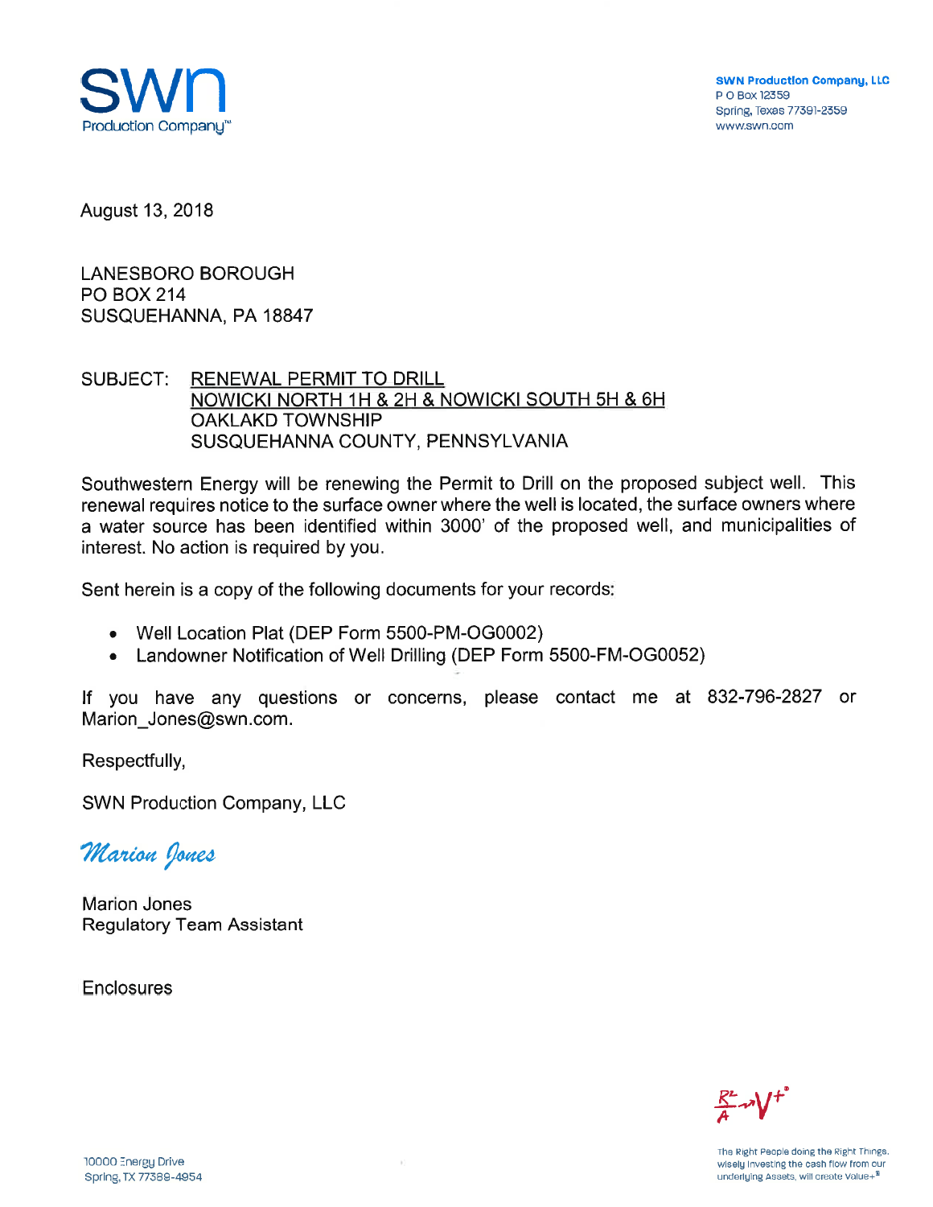SWN Production Company™

**SWN Production Company, LLC**
P O Box 12359
Spring, Texas 77391-2359
www.swn.com

August 13, 2018

LANESBORO BOROUGH
PO BOX 214
SUSQUEHANNA, PA 18847

SUBJECT: RENEWAL PERMIT TO DRILL
NOWICKI NORTH 1H & 2H & NOWICKI SOUTH 5H & 6H
OAKLAKD TOWNSHIP
SUSQUEHANNA COUNTY, PENNSYLVANIA

Southwestern Energy will be renewing the Permit to Drill on the proposed subject well. This renewal requires notice to the surface owner where the well is located, the surface owners where a water source has been identified within 3000' of the proposed well, and municipalities of interest. No action is required by you.

Sent herein is a copy of the following documents for your records:

- Well Location Plat (DEP Form 5500-PM-OG0002)
- Landowner Notification of Well Drilling (DEP Form 5500-FM-OG0052)

If you have any questions or concerns, please contact me at 832-796-2827 or Marion_Jones@swn.com.

Respectfully,

SWN Production Company, LLC

*Marion Jones*

Marion Jones
Regulatory Team Assistant

Enclosures

10000 Energy Drive
Spring, TX 77389-4954

The Right People doing the Right Things, wisely investing the cash flow from our underlying Assets, will create Value+®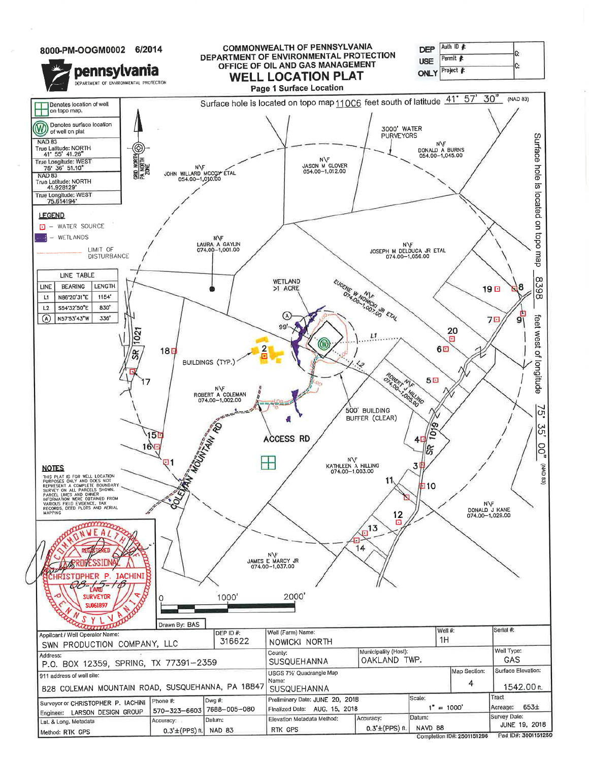8000-PM-OOGM0002 6/2014

pennsylvania
DEPARTMENT OF ENVIRONMENTAL PROTECTION

# COMMONWEALTH OF PENNSYLVANIA
## DEPARTMENT OF ENVIRONMENTAL PROTECTION
## OFFICE OF OIL AND GAS MANAGEMENT
# WELL LOCATION PLAT
### Page 1 Surface Location

| DEP USE ONLY | |
|---|---|
| Auth ID # | C: |
| Permit # | C: |
| Project # | |

Surface hole is located on topo map 11006 feet south of latitude 41° 57' 30" (NAD 83)

Surface hole is located on topo map 8398 feet west of longitude 75° 35' 00" (NAD 83)

Denotes location of well on topo map.

Denotes surface location of well on plat

NAD 83
True Latitude: NORTH 41° 55' 41.26"
True Longitude: WEST 75° 36' 51.10"

NAD 83
True Latitude: NORTH 41.928129°
True Longitude: WEST 75.614194°

GRID NORTH PA NORTH ZONE

**LEGEND**

- WATER SOURCE
- WETLANDS
- LIMIT OF DISTURBANCE

| LINE TABLE | | |
|---|---|---|
| LINE | BEARING | LENGTH |
| L1 | N86°20'31"E | 1154' |
| L2 | S54°32'50"E | 830' |
| (A) | N57°53'43"W | 336' |

3000' WATER PURVEYORS

N\F DONALD A BURNS 054.00-1,045.00

N\F JASON M GLOVER 054.00-1,012.00

N\F JOHN WILLARD MCCOY ETAL 054.00-1,010.00

N\F LAURA A GAYLIN 074.00-1,001.00

N\F JOSEPH M DELDUCA JR ETAL 074.00-1,056.00

WETLAND >1 ACRE

N\F EUGENE W NOWICKI JR ETAL 074.00-1,007.00

N\F ROBERT J HILLING 074.00-1,005.00

N\F ROBERT A COLEMAN 074.00-1,002.00

BUILDINGS (TYP.)

500' BUILDING BUFFER (CLEAR)

ACCESS RD

COLEMAN MOUNTAIN RD

SR 1021

SR 1019

N\F KATHLEEN A HILLING 074.00-1,003.00

N\F DONALD J KANE 074.00-1,029.00

N\F JAMES E MARCY JR 074.00-1,037.00

**NOTES**

THIS PLAT IS FOR WELL LOCATION PURPOSES ONLY AND DOES NOT REPRESENT A COMPLETE BOUNDARY SURVEY ON ALL PARCELS SHOWN. PARCEL LINES AND OWNER INFORMATION WERE OBTAINED FROM VARIOUS FIELD EVIDENCE, TAX RECORDS, DEED PLOTS AND AERIAL MAPPING

COMMONWEALTH OF PENNSYLVANIA REGISTERED PROFESSIONAL CHRISTOPHER P. IACHINI LAND SURVEYOR SU061897
08-15-18

0 1000' 2000'

Drawn By: BAS

| | | | | | |
|---|---|---|---|---|---|
| Applicant / Well Operator Name: SWN PRODUCTION COMPANY, LLC | DEP ID #: 316622 | Well (Farm) Name: NOWICKI NORTH | | Well #: 1H | Serial #: |
| Address: P.O. BOX 12359, SPRING, TX 77391-2359 | | County: SUSQUEHANNA | Municipality (Host): OAKLAND TWP. | | Well Type: GAS |
| 911 address of well site: 828 COLEMAN MOUNTAIN ROAD, SUSQUEHANNA, PA 18847 | | USGS 7½' Quadrangle Map Name: SUSQUEHANNA | | Map Section: 4 | Surface Elevation: 1542.00 ft. |
| Surveyor or Engineer: CHRISTOPHER P. IACHINI LARSON DESIGN GROUP | Phone #: 570-323-6603 / Dwg #: 7688-005-080 | Preliminary Date: JUNE 20, 2018 / Finalized Date: AUG. 15, 2018 | | Scale: 1" = 1000' | Tract Acreage: 653± |
| Lat. & Long. Metadata Method: RTK GPS | Accuracy: 0.3'±(PPS) ft. / Datum: NAD 83 | Elevation Metadata Method: RTK GPS | Accuracy: 0.3'±(PPS) ft. | Datum: NAVD 88 | Survey Date: JUNE 19, 2018 |

Completion ID#: 2501151296    Pad ID#: 3001151250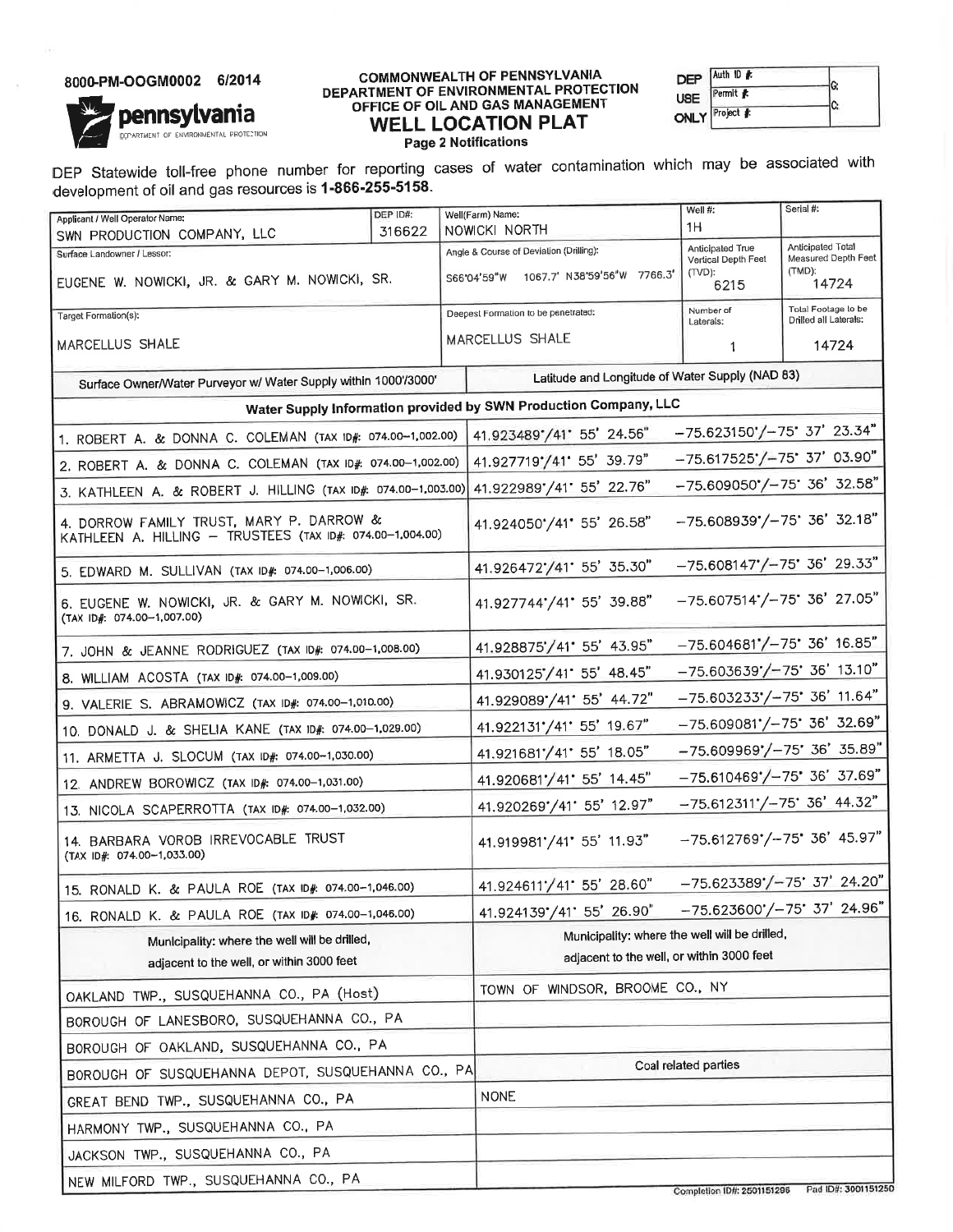8000-PM-OOGM0002 6/2014

pennsylvania
DEPARTMENT OF ENVIRONMENTAL PROTECTION

**COMMONWEALTH OF PENNSYLVANIA**
**DEPARTMENT OF ENVIRONMENTAL PROTECTION**
**OFFICE OF OIL AND GAS MANAGEMENT**

# WELL LOCATION PLAT

**Page 2 Notifications**

| DEP USE ONLY | |
|---|---|
| Auth ID # | G: |
| Permit # | C: |
| Project # | |

DEP Statewide toll-free phone number for reporting cases of water contamination which may be associated with development of oil and gas resources is **1-866-255-5158**.

| Applicant / Well Operator Name: | DEP ID#: | Well(Farm) Name: | Well #: | Serial #: |
|---|---|---|---|---|
| SWN PRODUCTION COMPANY, LLC | 316622 | NOWICKI NORTH | 1H | |
| Surface Landowner / Lessor: | | Angle & Course of Deviation (Drilling): | Anticipated True Vertical Depth Feet (TVD): | Anticipated Total Measured Depth Feet (TMD): |
| EUGENE W. NOWICKI, JR. & GARY M. NOWICKI, SR. | | S66°04'59"W 1067.7' N38°59'56"W 7766.3' | 6215 | 14724 |
| Target Formation(s): | | Deepest Formation to be penetrated: | Number of Laterals: | Total Footage to be Drilled all Laterals: |
| MARCELLUS SHALE | | MARCELLUS SHALE | 1 | 14724 |

| Surface Owner/Water Purveyor w/ Water Supply within 1000'/3000' | Latitude and Longitude of Water Supply (NAD 83) | |
|---|---|---|
| **Water Supply Information provided by SWN Production Company, LLC** | | |
| 1. ROBERT A. & DONNA C. COLEMAN (TAX ID#: 074.00-1,002.00) | 41.923489°/41° 55' 24.56" | -75.623150°/-75° 37' 23.34" |
| 2. ROBERT A. & DONNA C. COLEMAN (TAX ID#: 074.00-1,002.00) | 41.927719°/41° 55' 39.79" | -75.617525°/-75° 37' 03.90" |
| 3. KATHLEEN A. & ROBERT J. HILLING (TAX ID#: 074.00-1,003.00) | 41.922989°/41° 55' 22.76" | -75.609050°/-75° 36' 32.58" |
| 4. DORROW FAMILY TRUST, MARY P. DARROW & KATHLEEN A. HILLING – TRUSTEES (TAX ID#: 074.00-1,004.00) | 41.924050°/41° 55' 26.58" | -75.608939°/-75° 36' 32.18" |
| 5. EDWARD M. SULLIVAN (TAX ID#: 074.00-1,006.00) | 41.926472°/41° 55' 35.30" | -75.608147°/-75° 36' 29.33" |
| 6. EUGENE W. NOWICKI, JR. & GARY M. NOWICKI, SR. (TAX ID#: 074.00-1,007.00) | 41.927744°/41° 55' 39.88" | -75.607514°/-75° 36' 27.05" |
| 7. JOHN & JEANNE RODRIGUEZ (TAX ID#: 074.00-1,008.00) | 41.928875°/41° 55' 43.95" | -75.604681°/-75° 36' 16.85" |
| 8. WILLIAM ACOSTA (TAX ID#: 074.00-1,009.00) | 41.930125°/41° 55' 48.45" | -75.603639°/-75° 36' 13.10" |
| 9. VALERIE S. ABRAMOWICZ (TAX ID#: 074.00-1,010.00) | 41.929089°/41° 55' 44.72" | -75.603233°/-75° 36' 11.64" |
| 10. DONALD J. & SHELIA KANE (TAX ID#: 074.00-1,029.00) | 41.922131°/41° 55' 19.67" | -75.609081°/-75° 36' 32.69" |
| 11. ARMETTA J. SLOCUM (TAX ID#: 074.00-1,030.00) | 41.921681°/41° 55' 18.05" | -75.609969°/-75° 36' 35.89" |
| 12. ANDREW BOROWICZ (TAX ID#: 074.00-1,031.00) | 41.920681°/41° 55' 14.45" | -75.610469°/-75° 36' 37.69" |
| 13. NICOLA SCAPERROTTA (TAX ID#: 074.00-1,032.00) | 41.920269°/41° 55' 12.97" | -75.612311°/-75° 36' 44.32" |
| 14. BARBARA VOROB IRREVOCABLE TRUST (TAX ID#: 074.00-1,033.00) | 41.919981°/41° 55' 11.93" | -75.612769°/-75° 36' 45.97" |
| 15. RONALD K. & PAULA ROE (TAX ID#: 074.00-1,046.00) | 41.924611°/41° 55' 28.60" | -75.623389°/-75° 37' 24.20" |
| 16. RONALD K. & PAULA ROE (TAX ID#: 074.00-1,046.00) | 41.924139°/41° 55' 26.90" | -75.623600°/-75° 37' 24.96" |

| Municipality: where the well will be drilled, adjacent to the well, or within 3000 feet | Municipality: where the well will be drilled, adjacent to the well, or within 3000 feet |
|---|---|
| OAKLAND TWP., SUSQUEHANNA CO., PA (Host) | TOWN OF WINDSOR, BROOME CO., NY |
| BOROUGH OF LANESBORO, SUSQUEHANNA CO., PA | |
| BOROUGH OF OAKLAND, SUSQUEHANNA CO., PA | |
| BOROUGH OF SUSQUEHANNA DEPOT, SUSQUEHANNA CO., PA | **Coal related parties** |
| GREAT BEND TWP., SUSQUEHANNA CO., PA | NONE |
| HARMONY TWP., SUSQUEHANNA CO., PA | |
| JACKSON TWP., SUSQUEHANNA CO., PA | |
| NEW MILFORD TWP., SUSQUEHANNA CO., PA | |

Completion ID#: 2501151296 Pad ID#: 3001151250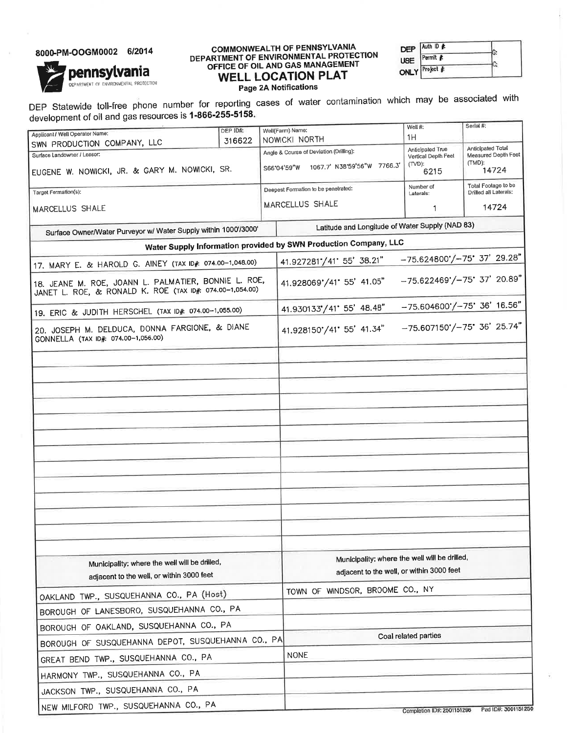8000-PM-OOGM0002 6/2014

pennsylvania DEPARTMENT OF ENVIRONMENTAL PROTECTION

**COMMONWEALTH OF PENNSYLVANIA**
**DEPARTMENT OF ENVIRONMENTAL PROTECTION**
**OFFICE OF OIL AND GAS MANAGEMENT**

# WELL LOCATION PLAT

**Page 2A Notifications**

| DEP USE ONLY | | |
|---|---|---|
| Auth ID #: | | G: |
| Permit #: | | |
| Project #: | | C: |

DEP Statewide toll-free phone number for reporting cases of water contamination which may be associated with development of oil and gas resources is **1-866-255-5158.**

| Applicant / Well Operator Name: | DEP ID#: | Well(Farm) Name: | Well #: | Serial #: |
|---|---|---|---|---|
| SWN PRODUCTION COMPANY, LLC | 316622 | NOWICKI NORTH | 1H | |
| Surface Landowner / Lessor: EUGENE W. NOWICKI, JR. & GARY M. NOWICKI, SR. | | Angle & Course of Deviation (Drilling): S66°04'59"W 1067.7' N38°59'56"W 7766.3' | Anticipated True Vertical Depth Feet (TVD): 6215 | Anticipated Total Measured Depth Feet (TMD): 14724 |
| Target Formation(s): MARCELLUS SHALE | | Deepest Formation to be penetrated: MARCELLUS SHALE | Number of Laterals: 1 | Total Footage to be Drilled all Laterals: 14724 |

| Surface Owner/Water Purveyor w/ Water Supply within 1000'/3000' | Latitude and Longitude of Water Supply (NAD 83) | |
|---|---|---|
| **Water Supply Information provided by SWN Production Company, LLC** | | |
| 17. MARY E. & HAROLD G. AINEY (TAX ID#: 074.00-1,048.00) | 41.927281°/41° 55' 38.21" | -75.624800°/-75° 37' 29.28" |
| 18. JEANE M. ROE, JOANN L. PALMATIER, BONNIE L. ROE, JANET L. ROE, & RONALD K. ROE (TAX ID#: 074.00-1,054.00) | 41.928069°/41° 55' 41.05" | -75.622469°/-75° 37' 20.89" |
| 19. ERIC & JUDITH HERSCHEL (TAX ID#: 074.00-1,055.00) | 41.930133°/41° 55' 48.48" | -75.604600°/-75° 36' 16.56" |
| 20. JOSEPH M. DELDUCA, DONNA FARGIONE, & DIANE GONNELLA (TAX ID#: 074.00-1,056.00) | 41.928150°/41° 55' 41.34" | -75.607150°/-75° 36' 25.74" |

| Municipality: where the well will be drilled, adjacent to the well, or within 3000 feet | Municipality: where the well will be drilled, adjacent to the well, or within 3000 feet |
|---|---|
| OAKLAND TWP., SUSQUEHANNA CO., PA (Host) | TOWN OF WINDSOR, BROOME CO., NY |
| BOROUGH OF LANESBORO, SUSQUEHANNA CO., PA | |
| BOROUGH OF OAKLAND, SUSQUEHANNA CO., PA | |
| BOROUGH OF SUSQUEHANNA DEPOT, SUSQUEHANNA CO., PA | **Coal related parties** |
| GREAT BEND TWP., SUSQUEHANNA CO., PA | NONE |
| HARMONY TWP., SUSQUEHANNA CO., PA | |
| JACKSON TWP., SUSQUEHANNA CO., PA | |
| NEW MILFORD TWP., SUSQUEHANNA CO., PA | |

Completion ID#: 2501151296 Pad ID#: 3001151250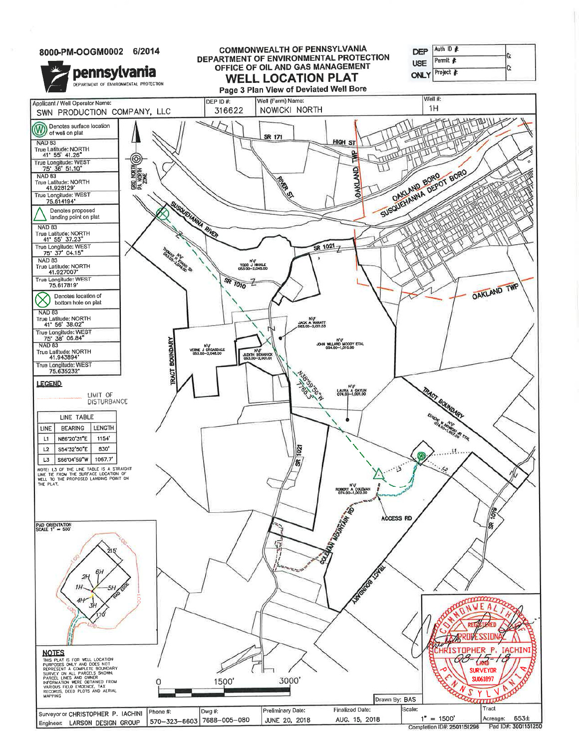8000-PM-OOGM0002 6/2014

pennsylvania
DEPARTMENT OF ENVIRONMENTAL PROTECTION

# COMMONWEALTH OF PENNSYLVANIA
## DEPARTMENT OF ENVIRONMENTAL PROTECTION
## OFFICE OF OIL AND GAS MANAGEMENT
# WELL LOCATION PLAT
### Page 3 Plan View of Deviated Well Bore

| DEP USE ONLY | |
|---|---|
| Auth ID # | G: |
| Permit # | C: |
| Project # | |

| Applicant / Well Operator Name: | DEP ID #: | Well (Farm) Name: | Well #: |
|---|---|---|---|
| SWN PRODUCTION COMPANY, LLC | 316622 | NOWICKI NORTH | 1H |

**Denotes surface location of well on plat**

NAD 83
True Latitude: NORTH 41° 55' 41.26"
True Longitude: WEST 75° 36' 51.10"
NAD 83
True Latitude: NORTH 41.928129°
True Longitude: WEST 75.614194°

**Denotes proposed landing point on plat**

NAD 83
True Latitude: NORTH 41° 55' 37.23"
True Longitude: WEST 75° 37' 04.15"
NAD 83
True Latitude: NORTH 41.927007°
True Longitude: WEST 75.617819°

**Denotes location of bottom hole on plat**

NAD 83
True Latitude: NORTH 41° 56' 38.02"
True Longitude: WEST 75° 38' 06.84"
NAD 83
True Latitude: NORTH 41.943894°
True Longitude: WEST 75.635232°

**LEGEND**

LIMIT OF DISTURBANCE

| LINE TABLE | | |
|---|---|---|
| LINE | BEARING | LENGTH |
| L1 | N86°20'31"E | 1154' |
| L2 | S54°32'50"E | 830' |
| L3 | S66°04'59"W | 1067.7' |

NOTE: L3 OF THE LINE TABLE IS A STRAIGHT LINE TIE FROM THE SURFACE LOCATION OF WELL TO THE PROPOSED LANDING POINT ON THE PLAT.

PAD ORIENTATION
SCALE 1" = 500'

215'
2H
6H
1H
5H
4H
3H
170'
PAD EDGE

GRID NORTH PA NORTH ZONE

SR 171
HIGH ST
RIVER ST
OAKLAND TWP
OAKLAND BORO
SUSQUEHANNA DEPOT BORO
SUSQUEHANNA RIVER
SR 1021
SR 1010
OAKLAND TWP
THOMAS H EVANS SR 053.00-2,046.00
N/F TODD J HINKLE 053.00-2,045.00
N/F JACK A WAIATT 053.00-2,001.03
N/F JOHN WILLARD MCCOY ETAL 034.00-1,010.00
TRACT BOUNDARY
N/F VERNE J CROASDALE 053.00-2,046.00
N/F JUDITH BENANICK 053.00-2,001.01
N38°59'56"W 7766.3'
N/F LAURA A GAYLIN 074.00-1,001.00
TRACT BOUNDARY
N/F EUGENE W NORWOOD JR ETAL 074.00-1,007.00
L1
L2
L3
SR 1021
N/F ROBERT A COLEMAN 074.00-1,002.00
ACCESS RD
COLEMAN MOUNTAIN RD
TRACT BOUNDARY
SR 1019

**NOTES**

THIS PLAT IS FOR WELL LOCATION PURPOSES ONLY AND DOES NOT REPRESENT A COMPLETE BOUNDARY SURVEY ON ALL PARCELS SHOWN. PARCEL LINES AND OWNER INFORMATION WERE OBTAINED FROM VARIOUS FIELD EVIDENCE, TAX RECORDS, DEED PLOTS AND AERIAL MAPPING

0 1500' 3000'

COMMONWEALTH OF PENNSYLVANIA
REGISTERED PROFESSIONAL LAND SURVEYOR
CHRISTOPHER P. IACHINI
SU061897
08-15-18

Drawn By: BAS

| Surveyor or | Phone #: | Dwg #: | Preliminary Date: | Finalized Date: | Scale: | Tract |
|---|---|---|---|---|---|---|
| Surveyor or CHRISTOPHER P. IACHINI Engineer: LARSON DESIGN GROUP | 570-323-6603 | 7688-005-080 | JUNE 20, 2018 | AUG. 15, 2018 | 1" = 1500' | Acreage: 653± |

Completion ID#: 2501151296 Pad ID#: 3001151250